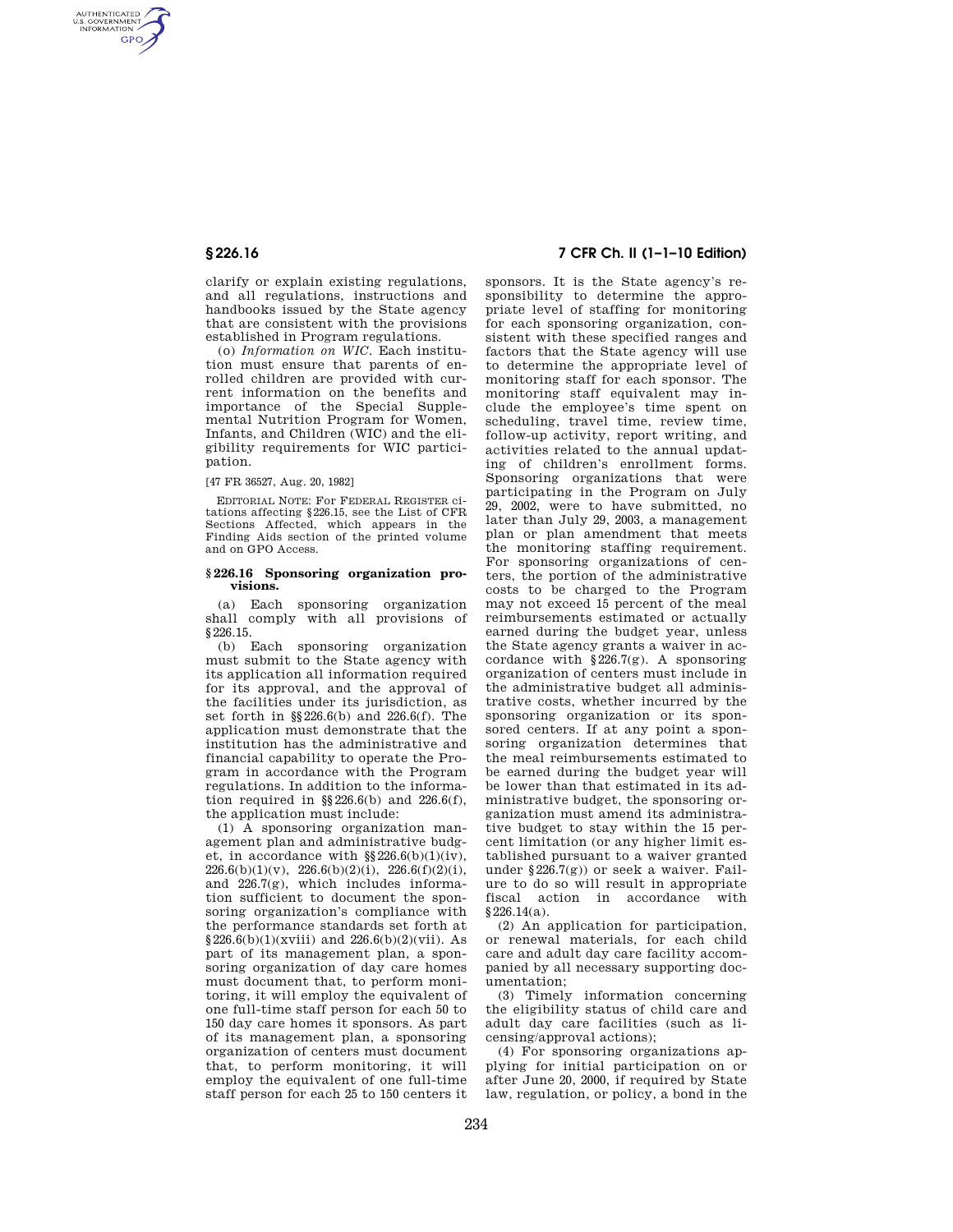clarify or explain existing regulations, and all regulations, instructions and handbooks issued by the State agency that are consistent with the provisions established in Program regulations.

(o) *Information on WIC.* Each institution must ensure that parents of enrolled children are provided with current information on the benefits and importance of the Special Supplemental Nutrition Program for Women, Infants, and Children (WIC) and the eligibility requirements for WIC participation.

[47 FR 36527, Aug. 20, 1982]

EDITORIAL NOTE: For FEDERAL REGISTER citations affecting §226.15, see the List of CFR Sections Affected, which appears in the Finding Aids section of the printed volume and on GPO Access.

### §226.16 Sponsoring organization provisions.

(a) Each sponsoring organization shall comply with all provisions of §226.15.

(b) Each sponsoring organization must submit to the State agency with its application all information required for its approval, and the approval of the facilities under its jurisdiction, as set forth in §§226.6(b) and 226.6(f). The application must demonstrate that the institution has the administrative and financial capability to operate the Program in accordance with the Program regulations. In addition to the information required in §§226.6(b) and 226.6(f), the application must include:

(1) A sponsoring organization management plan and administrative budget, in accordance with §§226.6(b)(1)(iv), 226.6(b)(1)(v), 226.6(b)(2)(i), 226.6(f)(2)(i), and 226.7(g), which includes information sufficient to document the sponsoring organization's compliance with the performance standards set forth at §226.6(b)(1)(xviii) and 226.6(b)(2)(vii). As part of its management plan, a sponsoring organization of day care homes must document that, to perform monitoring, it will employ the equivalent of one full-time staff person for each 50 to 150 day care homes it sponsors. As part of its management plan, a sponsoring organization of centers must document that, to perform monitoring, it will employ the equivalent of one full-time staff person for each 25 to 150 centers it sponsors. It is the State agency's responsibility to determine the appropriate level of staffing for monitoring for each sponsoring organization, consistent with these specified ranges and factors that the State agency will use to determine the appropriate level of monitoring staff for each sponsor. The monitoring staff equivalent may include the employee's time spent on scheduling, travel time, review time, follow-up activity, report writing, and activities related to the annual updating of children's enrollment forms. Sponsoring organizations that were participating in the Program on July 29, 2002, were to have submitted, no later than July 29, 2003, a management plan or plan amendment that meets the monitoring staffing requirement. For sponsoring organizations of centers, the portion of the administrative costs to be charged to the Program may not exceed 15 percent of the meal reimbursements estimated or actually earned during the budget year, unless the State agency grants a waiver in accordance with §226.7(g). A sponsoring organization of centers must include in the administrative budget all administrative costs, whether incurred by the sponsoring organization or its sponsored centers. If at any point a sponsoring organization determines that the meal reimbursements estimated to be earned during the budget year will be lower than that estimated in its administrative budget, the sponsoring organization must amend its administrative budget to stay within the 15 percent limitation (or any higher limit established pursuant to a waiver granted under §226.7(g)) or seek a waiver. Failure to do so will result in appropriate fiscal action in accordance with §226.14(a).

(2) An application for participation, or renewal materials, for each child care and adult day care facility accompanied by all necessary supporting documentation;

(3) Timely information concerning the eligibility status of child care and adult day care facilities (such as licensing/approval actions);

(4) For sponsoring organizations applying for initial participation on or after June 20, 2000, if required by State law, regulation, or policy, a bond in the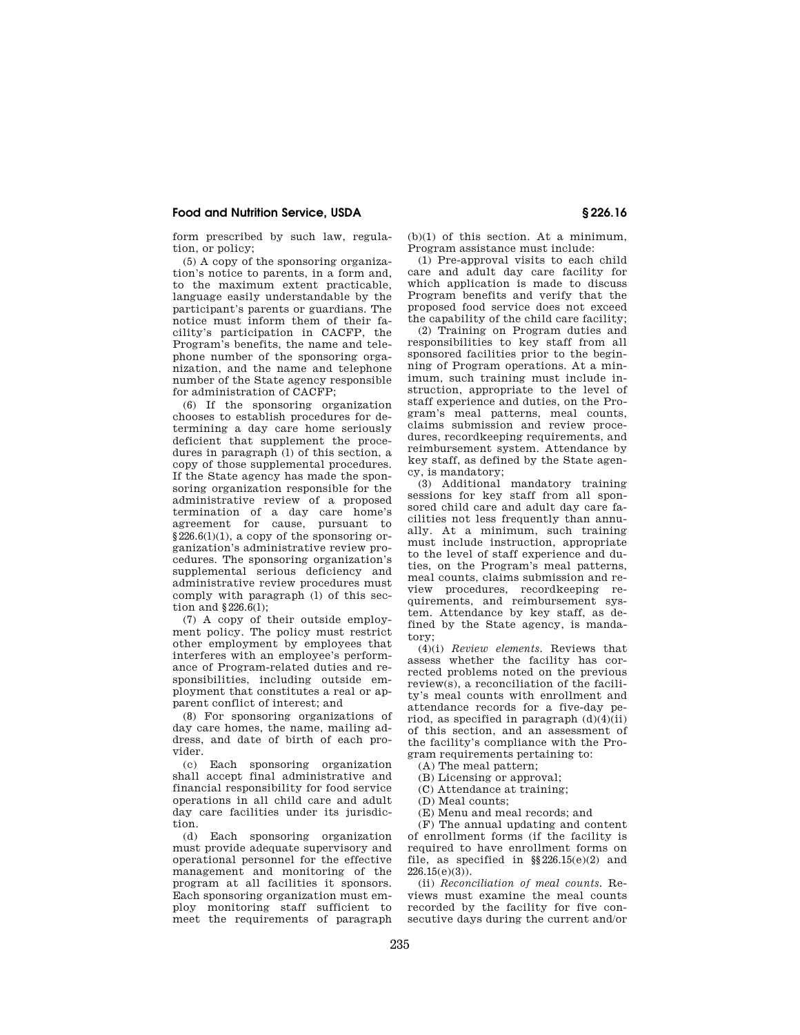form prescribed by such law, regulation, or policy;

(5) A copy of the sponsoring organization's notice to parents, in a form and, to the maximum extent practicable, language easily understandable by the participant's parents or guardians. The notice must inform them of their facility's participation in CACFP, the Program's benefits, the name and telephone number of the sponsoring organization, and the name and telephone number of the State agency responsible for administration of CACFP;

(6) If the sponsoring organization chooses to establish procedures for determining a day care home seriously deficient that supplement the procedures in paragraph (l) of this section, a copy of those supplemental procedures. If the State agency has made the sponsoring organization responsible for the administrative review of a proposed termination of a day care home's agreement for cause, pursuant to §226.6(l)(1), a copy of the sponsoring organization's administrative review procedures. The sponsoring organization's supplemental serious deficiency and administrative review procedures must comply with paragraph (l) of this section and §226.6(l);

(7) A copy of their outside employment policy. The policy must restrict other employment by employees that interferes with an employee's performance of Program-related duties and responsibilities, including outside employment that constitutes a real or apparent conflict of interest; and

(8) For sponsoring organizations of day care homes, the name, mailing address, and date of birth of each provider.

(c) Each sponsoring organization shall accept final administrative and financial responsibility for food service operations in all child care and adult day care facilities under its jurisdiction.

(d) Each sponsoring organization must provide adequate supervisory and operational personnel for the effective management and monitoring of the program at all facilities it sponsors. Each sponsoring organization must employ monitoring staff sufficient to meet the requirements of paragraph (b)(1) of this section. At a minimum, Program assistance must include:

(1) Pre-approval visits to each child care and adult day care facility for which application is made to discuss Program benefits and verify that the proposed food service does not exceed the capability of the child care facility;

(2) Training on Program duties and responsibilities to key staff from all sponsored facilities prior to the beginning of Program operations. At a minimum, such training must include instruction, appropriate to the level of staff experience and duties, on the Program's meal patterns, meal counts, claims submission and review procedures, recordkeeping requirements, and reimbursement system. Attendance by key staff, as defined by the State agency, is mandatory;

(3) Additional mandatory training sessions for key staff from all sponsored child care and adult day care facilities not less frequently than annually. At a minimum, such training must include instruction, appropriate to the level of staff experience and duties, on the Program's meal patterns, meal counts, claims submission and review procedures, recordkeeping requirements, and reimbursement system. Attendance by key staff, as defined by the State agency, is mandatory;

(4)(i) *Review elements.* Reviews that assess whether the facility has corrected problems noted on the previous review(s), a reconciliation of the facility's meal counts with enrollment and attendance records for a five-day period, as specified in paragraph (d)(4)(ii) of this section, and an assessment of the facility's compliance with the Program requirements pertaining to:

(A) The meal pattern;

(B) Licensing or approval;

(C) Attendance at training;

(D) Meal counts;

(E) Menu and meal records; and

(F) The annual updating and content of enrollment forms (if the facility is required to have enrollment forms on file, as specified in §§226.15(e)(2) and 226.15(e)(3)).

(ii) *Reconciliation of meal counts.* Reviews must examine the meal counts recorded by the facility for five consecutive days during the current and/or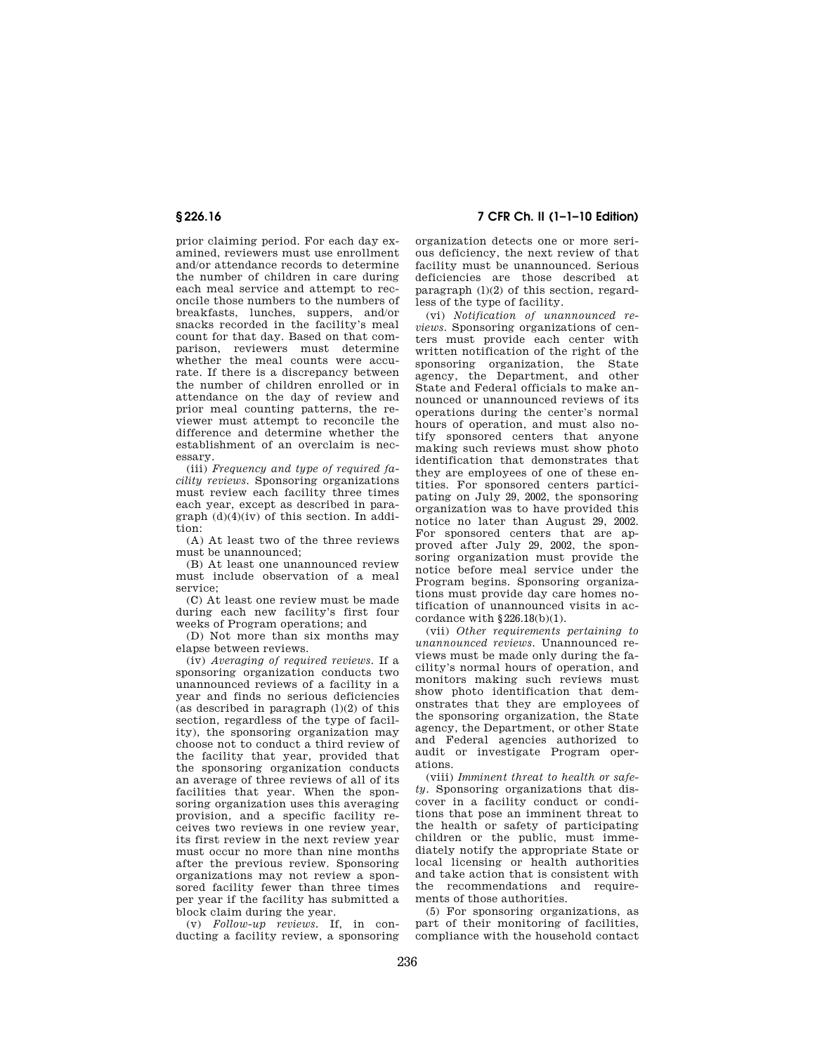prior claiming period. For each day examined, reviewers must use enrollment and/or attendance records to determine the number of children in care during each meal service and attempt to reconcile those numbers to the numbers of breakfasts, lunches, suppers, and/or snacks recorded in the facility's meal count for that day. Based on that comparison, reviewers must determine whether the meal counts were accurate. If there is a discrepancy between the number of children enrolled or in attendance on the day of review and prior meal counting patterns, the reviewer must attempt to reconcile the difference and determine whether the establishment of an overclaim is necessary.

(iii) *Frequency and type of required facility reviews.* Sponsoring organizations must review each facility three times each year, except as described in paragraph (d)(4)(iv) of this section. In addition:

(A) At least two of the three reviews must be unannounced;

(B) At least one unannounced review must include observation of a meal service;

(C) At least one review must be made during each new facility's first four weeks of Program operations; and

(D) Not more than six months may elapse between reviews.

(iv) *Averaging of required reviews.* If a sponsoring organization conducts two unannounced reviews of a facility in a year and finds no serious deficiencies (as described in paragraph (l)(2) of this section, regardless of the type of facility), the sponsoring organization may choose not to conduct a third review of the facility that year, provided that the sponsoring organization conducts an average of three reviews of all of its facilities that year. When the sponsoring organization uses this averaging provision, and a specific facility receives two reviews in one review year, its first review in the next review year must occur no more than nine months after the previous review. Sponsoring organizations may not review a sponsored facility fewer than three times per year if the facility has submitted a block claim during the year.

(v) *Follow-up reviews.* If, in conducting a facility review, a sponsoring organization detects one or more serious deficiency, the next review of that facility must be unannounced. Serious deficiencies are those described at paragraph (l)(2) of this section, regardless of the type of facility.

(vi) *Notification of unannounced reviews.* Sponsoring organizations of centers must provide each center with written notification of the right of the sponsoring organization, the State agency, the Department, and other State and Federal officials to make announced or unannounced reviews of its operations during the center's normal hours of operation, and must also notify sponsored centers that anyone making such reviews must show photo identification that demonstrates that they are employees of one of these entities. For sponsored centers participating on July 29, 2002, the sponsoring organization was to have provided this notice no later than August 29, 2002. For sponsored centers that are approved after July 29, 2002, the sponsoring organization must provide the notice before meal service under the Program begins. Sponsoring organizations must provide day care homes notification of unannounced visits in accordance with §226.18(b)(1).

(vii) *Other requirements pertaining to unannounced reviews.* Unannounced reviews must be made only during the facility's normal hours of operation, and monitors making such reviews must show photo identification that demonstrates that they are employees of the sponsoring organization, the State agency, the Department, or other State and Federal agencies authorized to audit or investigate Program operations.

(viii) *Imminent threat to health or safety.* Sponsoring organizations that discover in a facility conduct or conditions that pose an imminent threat to the health or safety of participating children or the public, must immediately notify the appropriate State or local licensing or health authorities and take action that is consistent with the recommendations and requirements of those authorities.

(5) For sponsoring organizations, as part of their monitoring of facilities, compliance with the household contact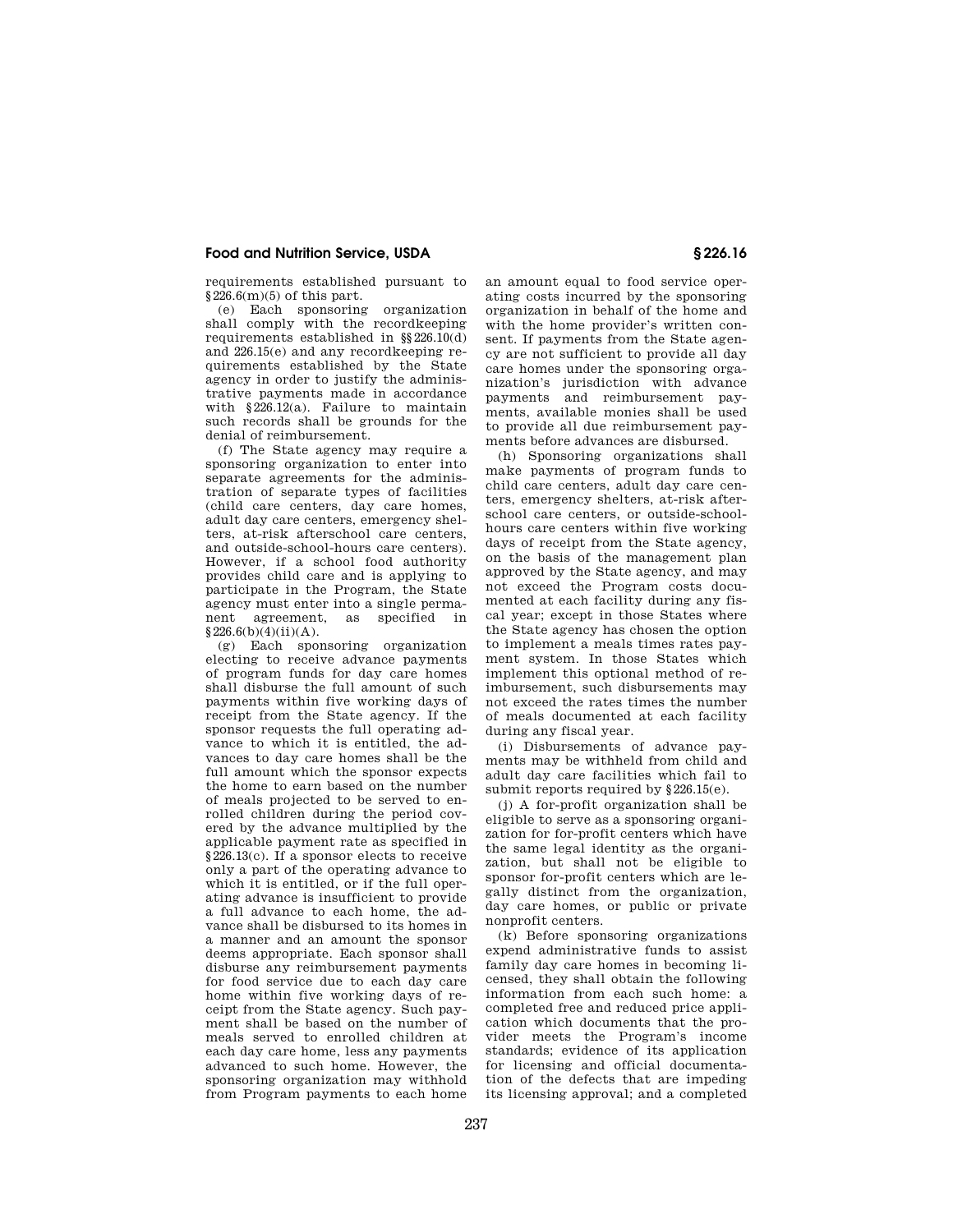requirements established pursuant to §226.6(m)(5) of this part.

(e) Each sponsoring organization shall comply with the recordkeeping requirements established in §§226.10(d) and 226.15(e) and any recordkeeping requirements established by the State agency in order to justify the administrative payments made in accordance with §226.12(a). Failure to maintain such records shall be grounds for the denial of reimbursement.

(f) The State agency may require a sponsoring organization to enter into separate agreements for the administration of separate types of facilities (child care centers, day care homes, adult day care centers, emergency shelters, at-risk afterschool care centers, and outside-school-hours care centers). However, if a school food authority provides child care and is applying to participate in the Program, the State agency must enter into a single permanent agreement, as specified in §226.6(b)(4)(ii)(A).

(g) Each sponsoring organization electing to receive advance payments of program funds for day care homes shall disburse the full amount of such payments within five working days of receipt from the State agency. If the sponsor requests the full operating advance to which it is entitled, the advances to day care homes shall be the full amount which the sponsor expects the home to earn based on the number of meals projected to be served to enrolled children during the period covered by the advance multiplied by the applicable payment rate as specified in §226.13(c). If a sponsor elects to receive only a part of the operating advance to which it is entitled, or if the full operating advance is insufficient to provide a full advance to each home, the advance shall be disbursed to its homes in a manner and an amount the sponsor deems appropriate. Each sponsor shall disburse any reimbursement payments for food service due to each day care home within five working days of receipt from the State agency. Such payment shall be based on the number of meals served to enrolled children at each day care home, less any payments advanced to such home. However, the sponsoring organization may withhold from Program payments to each home an amount equal to food service operating costs incurred by the sponsoring organization in behalf of the home and with the home provider's written consent. If payments from the State agency are not sufficient to provide all day care homes under the sponsoring organization's jurisdiction with advance payments and reimbursement payments, available monies shall be used to provide all due reimbursement payments before advances are disbursed.

(h) Sponsoring organizations shall make payments of program funds to child care centers, adult day care centers, emergency shelters, at-risk afterschool care centers, or outside-school-hours care centers within five working days of receipt from the State agency, on the basis of the management plan approved by the State agency, and may not exceed the Program costs documented at each facility during any fiscal year; except in those States where the State agency has chosen the option to implement a meals times rates payment system. In those States which implement this optional method of reimbursement, such disbursements may not exceed the rates times the number of meals documented at each facility during any fiscal year.

(i) Disbursements of advance payments may be withheld from child and adult day care facilities which fail to submit reports required by §226.15(e).

(j) A for-profit organization shall be eligible to serve as a sponsoring organization for for-profit centers which have the same legal identity as the organization, but shall not be eligible to sponsor for-profit centers which are legally distinct from the organization, day care homes, or public or private nonprofit centers.

(k) Before sponsoring organizations expend administrative funds to assist family day care homes in becoming licensed, they shall obtain the following information from each such home: a completed free and reduced price application which documents that the provider meets the Program's income standards; evidence of its application for licensing and official documentation of the defects that are impeding its licensing approval; and a completed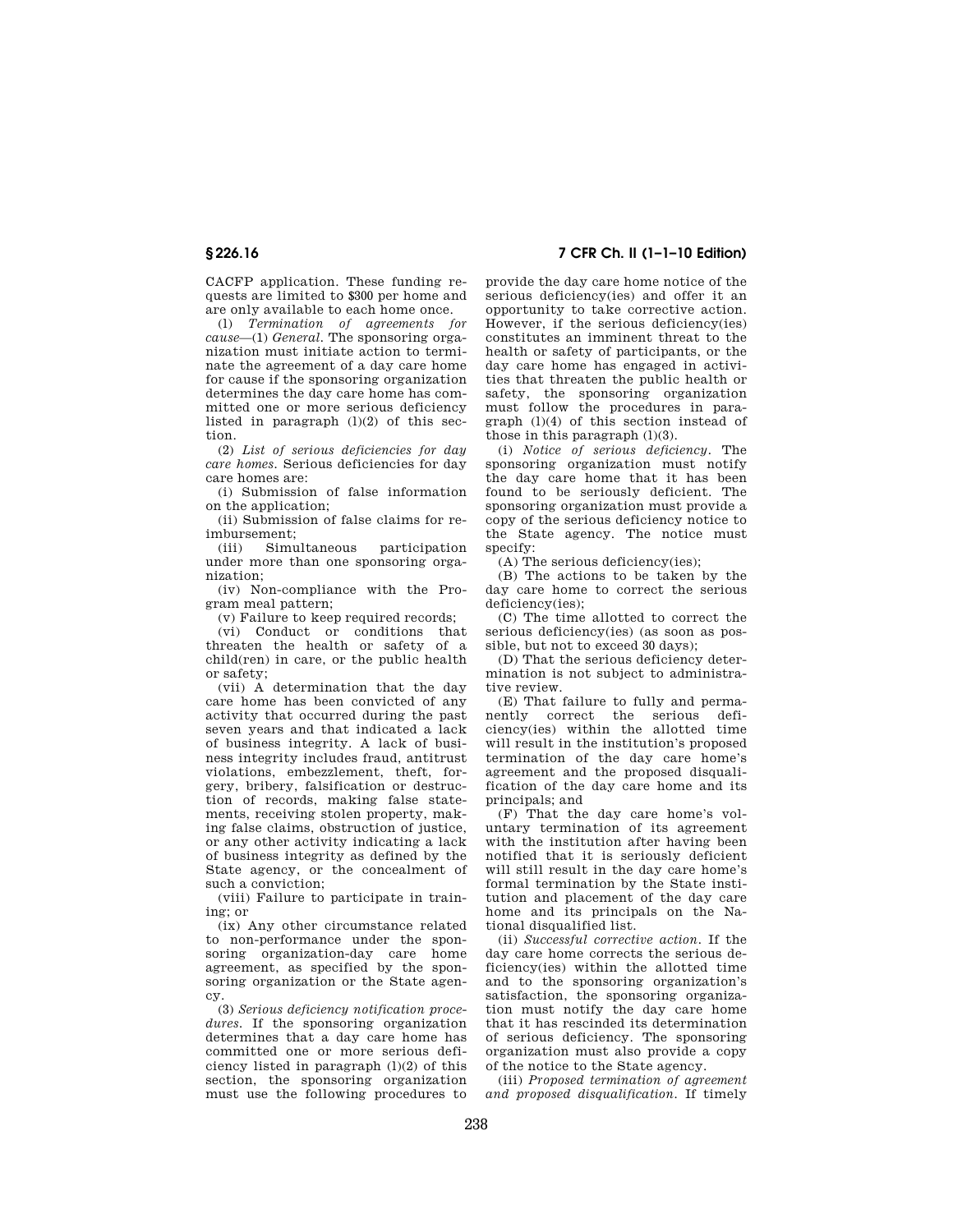CACFP application. These funding requests are limited to $300 per home and are only available to each home once.

(l) *Termination of agreements for cause*—(1) *General.* The sponsoring organization must initiate action to terminate the agreement of a day care home for cause if the sponsoring organization determines the day care home has committed one or more serious deficiency listed in paragraph (l)(2) of this section.

(2) *List of serious deficiencies for day care homes.* Serious deficiencies for day care homes are:

(i) Submission of false information on the application;

(ii) Submission of false claims for reimbursement;

(iii) Simultaneous participation under more than one sponsoring organization;

(iv) Non-compliance with the Program meal pattern;

(v) Failure to keep required records;

(vi) Conduct or conditions that threaten the health or safety of a child(ren) in care, or the public health or safety;

(vii) A determination that the day care home has been convicted of any activity that occurred during the past seven years and that indicated a lack of business integrity. A lack of business integrity includes fraud, antitrust violations, embezzlement, theft, forgery, bribery, falsification or destruction of records, making false statements, receiving stolen property, making false claims, obstruction of justice, or any other activity indicating a lack of business integrity as defined by the State agency, or the concealment of such a conviction;

(viii) Failure to participate in training; or

(ix) Any other circumstance related to non-performance under the sponsoring organization-day care home agreement, as specified by the sponsoring organization or the State agency.

(3) *Serious deficiency notification procedures.* If the sponsoring organization determines that a day care home has committed one or more serious deficiency listed in paragraph (l)(2) of this section, the sponsoring organization must use the following procedures to provide the day care home notice of the serious deficiency(ies) and offer it an opportunity to take corrective action. However, if the serious deficiency(ies) constitutes an imminent threat to the health or safety of participants, or the day care home has engaged in activities that threaten the public health or safety, the sponsoring organization must follow the procedures in paragraph (l)(4) of this section instead of those in this paragraph (l)(3).

(i) *Notice of serious deficiency.* The sponsoring organization must notify the day care home that it has been found to be seriously deficient. The sponsoring organization must provide a copy of the serious deficiency notice to the State agency. The notice must specify:

(A) The serious deficiency(ies);

(B) The actions to be taken by the day care home to correct the serious deficiency(ies);

(C) The time allotted to correct the serious deficiency(ies) (as soon as possible, but not to exceed 30 days);

(D) That the serious deficiency determination is not subject to administrative review.

(E) That failure to fully and permanently correct the serious deficiency(ies) within the allotted time will result in the institution's proposed termination of the day care home's agreement and the proposed disqualification of the day care home and its principals; and

(F) That the day care home's voluntary termination of its agreement with the institution after having been notified that it is seriously deficient will still result in the day care home's formal termination by the State institution and placement of the day care home and its principals on the National disqualified list.

(ii) *Successful corrective action.* If the day care home corrects the serious deficiency(ies) within the allotted time and to the sponsoring organization's satisfaction, the sponsoring organization must notify the day care home that it has rescinded its determination of serious deficiency. The sponsoring organization must also provide a copy of the notice to the State agency.

(iii) *Proposed termination of agreement and proposed disqualification.* If timely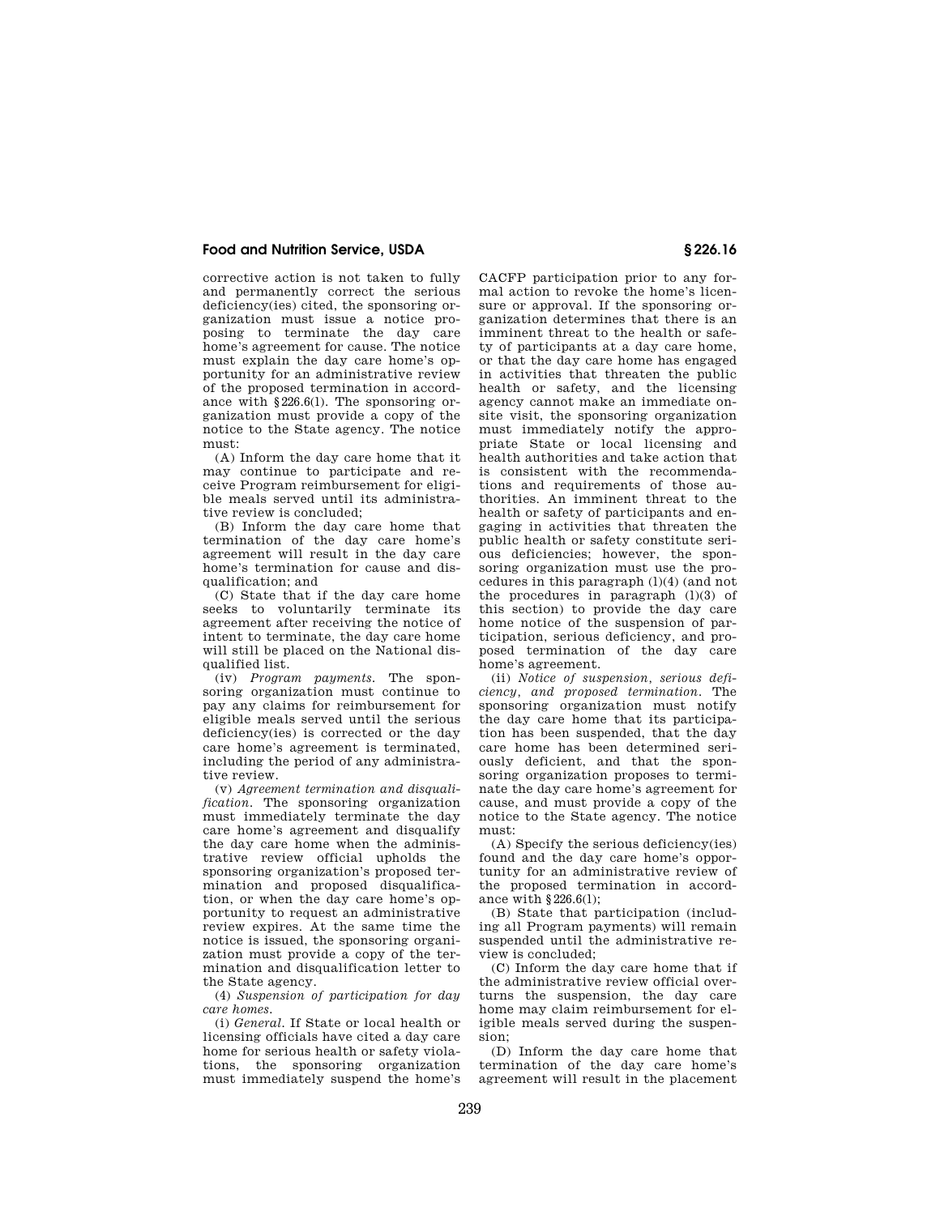corrective action is not taken to fully and permanently correct the serious deficiency(ies) cited, the sponsoring organization must issue a notice proposing to terminate the day care home's agreement for cause. The notice must explain the day care home's opportunity for an administrative review of the proposed termination in accordance with §226.6(l). The sponsoring organization must provide a copy of the notice to the State agency. The notice must:

(A) Inform the day care home that it may continue to participate and receive Program reimbursement for eligible meals served until its administrative review is concluded;

(B) Inform the day care home that termination of the day care home's agreement will result in the day care home's termination for cause and disqualification; and

(C) State that if the day care home seeks to voluntarily terminate its agreement after receiving the notice of intent to terminate, the day care home will still be placed on the National disqualified list.

(iv) *Program payments.* The sponsoring organization must continue to pay any claims for reimbursement for eligible meals served until the serious deficiency(ies) is corrected or the day care home's agreement is terminated, including the period of any administrative review.

(v) *Agreement termination and disqualification.* The sponsoring organization must immediately terminate the day care home's agreement and disqualify the day care home when the administrative review official upholds the sponsoring organization's proposed termination and proposed disqualification, or when the day care home's opportunity to request an administrative review expires. At the same time the notice is issued, the sponsoring organization must provide a copy of the termination and disqualification letter to the State agency.

(4) *Suspension of participation for day care homes.*

(i) *General.* If State or local health or licensing officials have cited a day care home for serious health or safety violations, the sponsoring organization must immediately suspend the home's CACFP participation prior to any formal action to revoke the home's licensure or approval. If the sponsoring organization determines that there is an imminent threat to the health or safety of participants at a day care home, or that the day care home has engaged in activities that threaten the public health or safety, and the licensing agency cannot make an immediate onsite visit, the sponsoring organization must immediately notify the appropriate State or local licensing and health authorities and take action that is consistent with the recommendations and requirements of those authorities. An imminent threat to the health or safety of participants and engaging in activities that threaten the public health or safety constitute serious deficiencies; however, the sponsoring organization must use the procedures in this paragraph (l)(4) (and not the procedures in paragraph (l)(3) of this section) to provide the day care home notice of the suspension of participation, serious deficiency, and proposed termination of the day care home's agreement.

(ii) *Notice of suspension, serious deficiency, and proposed termination.* The sponsoring organization must notify the day care home that its participation has been suspended, that the day care home has been determined seriously deficient, and that the sponsoring organization proposes to terminate the day care home's agreement for cause, and must provide a copy of the notice to the State agency. The notice must:

(A) Specify the serious deficiency(ies) found and the day care home's opportunity for an administrative review of the proposed termination in accordance with §226.6(l);

(B) State that participation (including all Program payments) will remain suspended until the administrative review is concluded;

(C) Inform the day care home that if the administrative review official overturns the suspension, the day care home may claim reimbursement for eligible meals served during the suspension;

(D) Inform the day care home that termination of the day care home's agreement will result in the placement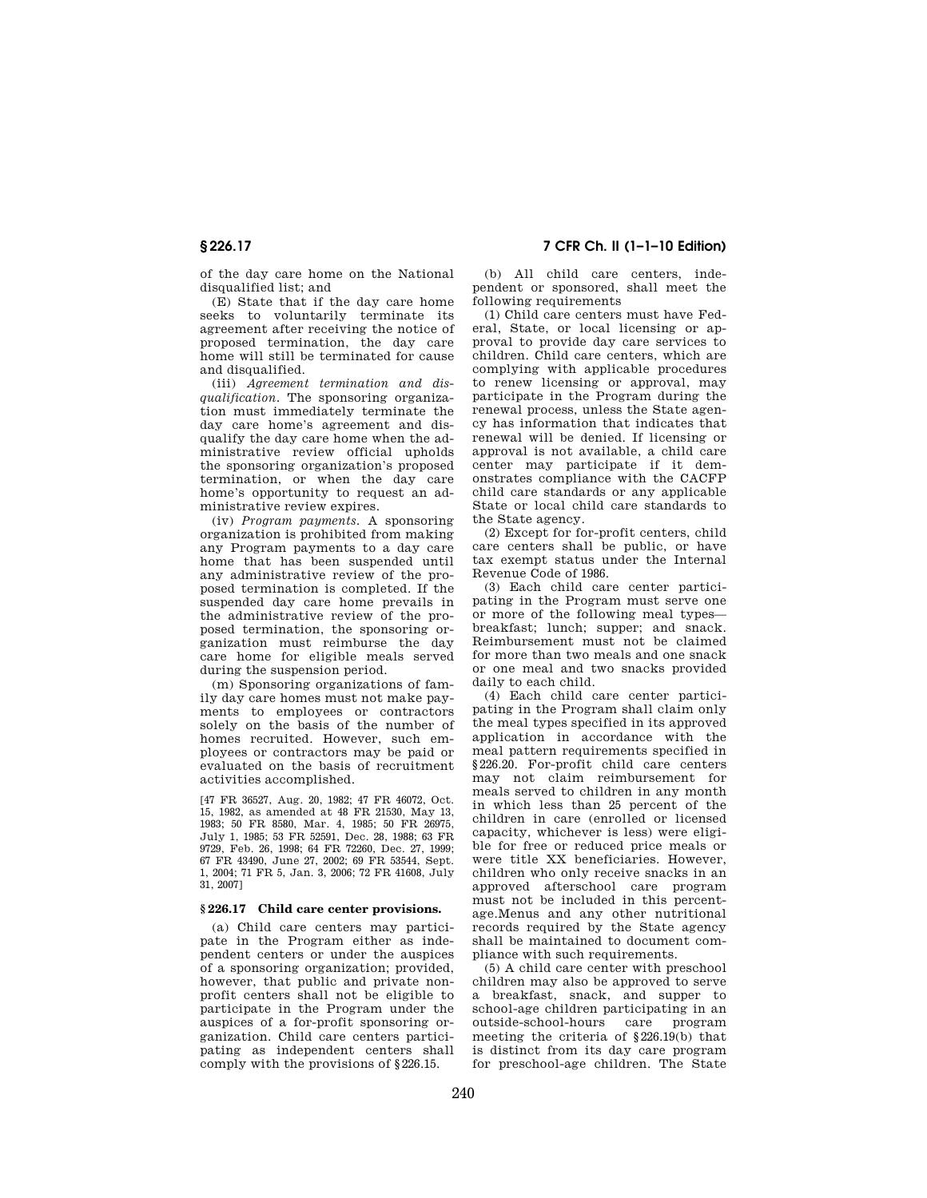of the day care home on the National disqualified list; and

(E) State that if the day care home seeks to voluntarily terminate its agreement after receiving the notice of proposed termination, the day care home will still be terminated for cause and disqualified.

(iii) *Agreement termination and disqualification.* The sponsoring organization must immediately terminate the day care home's agreement and disqualify the day care home when the administrative review official upholds the sponsoring organization's proposed termination, or when the day care home's opportunity to request an administrative review expires.

(iv) *Program payments.* A sponsoring organization is prohibited from making any Program payments to a day care home that has been suspended until any administrative review of the proposed termination is completed. If the suspended day care home prevails in the administrative review of the proposed termination, the sponsoring organization must reimburse the day care home for eligible meals served during the suspension period.

(m) Sponsoring organizations of family day care homes must not make payments to employees or contractors solely on the basis of the number of homes recruited. However, such employees or contractors may be paid or evaluated on the basis of recruitment activities accomplished.

[47 FR 36527, Aug. 20, 1982; 47 FR 46072, Oct. 15, 1982, as amended at 48 FR 21530, May 13, 1983; 50 FR 8580, Mar. 4, 1985; 50 FR 26975, July 1, 1985; 53 FR 52591, Dec. 28, 1988; 63 FR 9729, Feb. 26, 1998; 64 FR 72260, Dec. 27, 1999; 67 FR 43490, June 27, 2002; 69 FR 53544, Sept. 1, 2004; 71 FR 5, Jan. 3, 2006; 72 FR 41608, July 31, 2007]

## § 226.17 Child care center provisions.

(a) Child care centers may participate in the Program either as independent centers or under the auspices of a sponsoring organization; provided, however, that public and private nonprofit centers shall not be eligible to participate in the Program under the auspices of a for-profit sponsoring organization. Child care centers participating as independent centers shall comply with the provisions of §226.15.

(b) All child care centers, independent or sponsored, shall meet the following requirements

(1) Child care centers must have Federal, State, or local licensing or approval to provide day care services to children. Child care centers, which are complying with applicable procedures to renew licensing or approval, may participate in the Program during the renewal process, unless the State agency has information that indicates that renewal will be denied. If licensing or approval is not available, a child care center may participate if it demonstrates compliance with the CACFP child care standards or any applicable State or local child care standards to the State agency.

(2) Except for for-profit centers, child care centers shall be public, or have tax exempt status under the Internal Revenue Code of 1986.

(3) Each child care center participating in the Program must serve one or more of the following meal types—breakfast; lunch; supper; and snack. Reimbursement must not be claimed for more than two meals and one snack or one meal and two snacks provided daily to each child.

(4) Each child care center participating in the Program shall claim only the meal types specified in its approved application in accordance with the meal pattern requirements specified in §226.20. For-profit child care centers may not claim reimbursement for meals served to children in any month in which less than 25 percent of the children in care (enrolled or licensed capacity, whichever is less) were eligible for free or reduced price meals or were title XX beneficiaries. However, children who only receive snacks in an approved afterschool care program must not be included in this percentage.Menus and any other nutritional records required by the State agency shall be maintained to document compliance with such requirements.

(5) A child care center with preschool children may also be approved to serve a breakfast, snack, and supper to school-age children participating in an outside-school-hours care program meeting the criteria of §226.19(b) that is distinct from its day care program for preschool-age children. The State